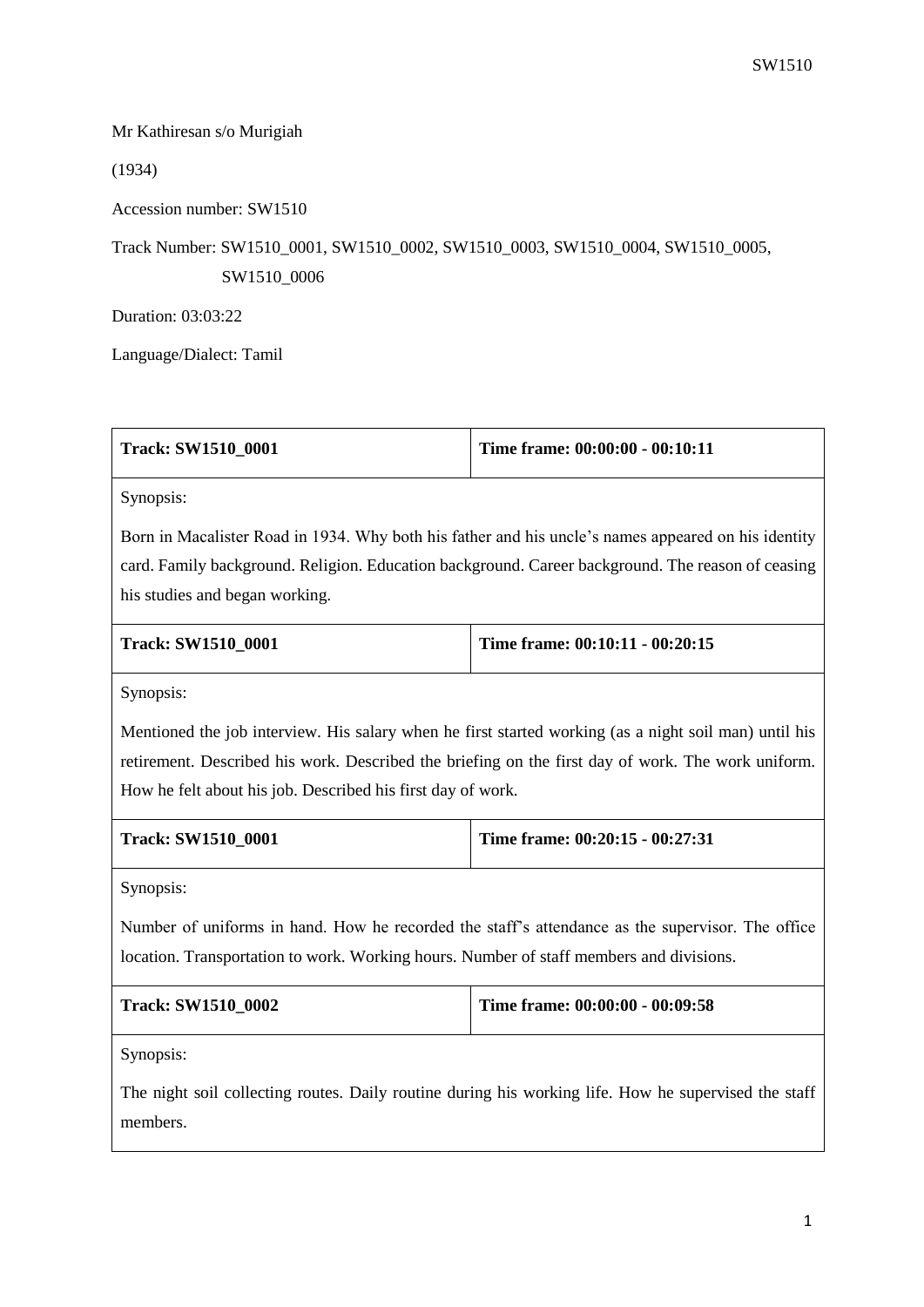Mr Kathiresan s/o Murigiah

(1934)

Accession number: SW1510

Track Number: SW1510_0001, SW1510_0002, SW1510_0003, SW1510_0004, SW1510_0005, SW1510_0006

Duration: 03:03:22

Language/Dialect: Tamil

| **Track: SW1510_0001** | **Time frame: 00:00:00 - 00:10:11** |
|---|---|
| Synopsis: Born in Macalister Road in 1934. Why both his father and his uncle's names appeared on his identity card. Family background. Religion. Education background. Career background. The reason of ceasing his studies and began working. | |

| **Track: SW1510_0001** | **Time frame: 00:10:11 - 00:20:15** |
|---|---|
| Synopsis: Mentioned the job interview. His salary when he first started working (as a night soil man) until his retirement. Described his work. Described the briefing on the first day of work. The work uniform. How he felt about his job. Described his first day of work. | |

| **Track: SW1510_0001** | **Time frame: 00:20:15 - 00:27:31** |
|---|---|
| Synopsis: Number of uniforms in hand. How he recorded the staff's attendance as the supervisor. The office location. Transportation to work. Working hours. Number of staff members and divisions. | |

| **Track: SW1510_0002** | **Time frame: 00:00:00 - 00:09:58** |
|---|---|
| Synopsis: The night soil collecting routes. Daily routine during his working life. How he supervised the staff members. | |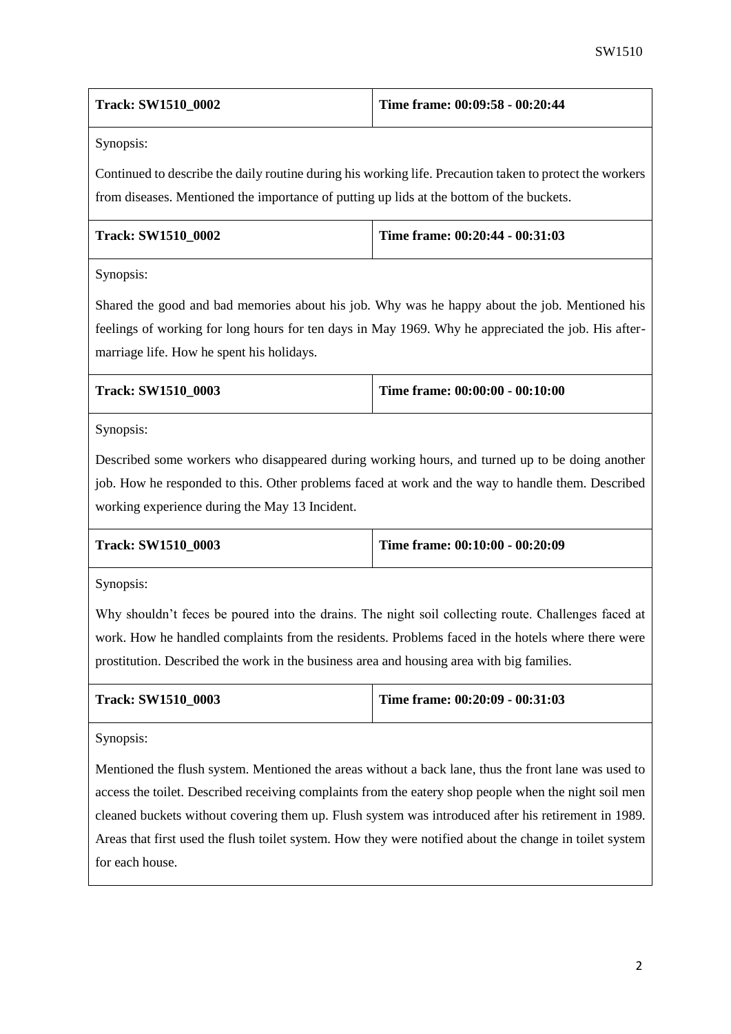| **Track: SW1510_0002** | **Time frame: 00:09:58 - 00:20:44** |
|---|---|
| Synopsis: | |
| Continued to describe the daily routine during his working life. Precaution taken to protect the workers from diseases. Mentioned the importance of putting up lids at the bottom of the buckets. | |

| **Track: SW1510_0002** | **Time frame: 00:20:44 - 00:31:03** |
|---|---|
| Synopsis: | |
| Shared the good and bad memories about his job. Why was he happy about the job. Mentioned his feelings of working for long hours for ten days in May 1969. Why he appreciated the job. His after-marriage life. How he spent his holidays. | |

| **Track: SW1510_0003** | **Time frame: 00:00:00 - 00:10:00** |
|---|---|
| Synopsis: | |
| Described some workers who disappeared during working hours, and turned up to be doing another job. How he responded to this. Other problems faced at work and the way to handle them. Described working experience during the May 13 Incident. | |

| **Track: SW1510_0003** | **Time frame: 00:10:00 - 00:20:09** |
|---|---|
| Synopsis: | |
| Why shouldn't feces be poured into the drains. The night soil collecting route. Challenges faced at work. How he handled complaints from the residents. Problems faced in the hotels where there were prostitution. Described the work in the business area and housing area with big families. | |

| **Track: SW1510_0003** | **Time frame: 00:20:09 - 00:31:03** |
|---|---|
| Synopsis: | |
| Mentioned the flush system. Mentioned the areas without a back lane, thus the front lane was used to access the toilet. Described receiving complaints from the eatery shop people when the night soil men cleaned buckets without covering them up. Flush system was introduced after his retirement in 1989. Areas that first used the flush toilet system. How they were notified about the change in toilet system for each house. | |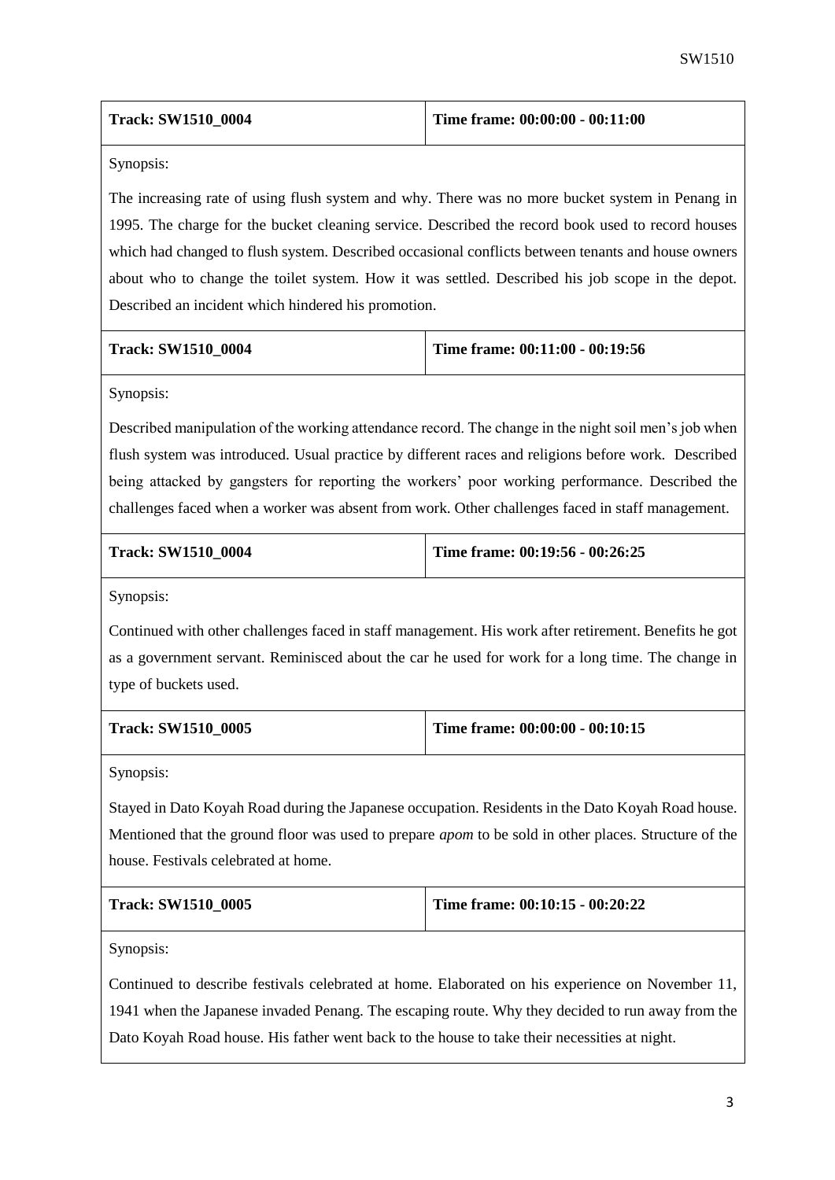| **Track: SW1510_0004** | **Time frame: 00:00:00 - 00:11:00** |
| --- | --- |

Synopsis:

The increasing rate of using flush system and why. There was no more bucket system in Penang in 1995. The charge for the bucket cleaning service. Described the record book used to record houses which had changed to flush system. Described occasional conflicts between tenants and house owners about who to change the toilet system. How it was settled. Described his job scope in the depot. Described an incident which hindered his promotion.

| **Track: SW1510_0004** | **Time frame: 00:11:00 - 00:19:56** |
| --- | --- |

Synopsis:

Described manipulation of the working attendance record. The change in the night soil men's job when flush system was introduced. Usual practice by different races and religions before work. Described being attacked by gangsters for reporting the workers' poor working performance. Described the challenges faced when a worker was absent from work. Other challenges faced in staff management.

| **Track: SW1510_0004** | **Time frame: 00:19:56 - 00:26:25** |
| --- | --- |

Synopsis:

Continued with other challenges faced in staff management. His work after retirement. Benefits he got as a government servant. Reminisced about the car he used for work for a long time. The change in type of buckets used.

| **Track: SW1510_0005** | **Time frame: 00:00:00 - 00:10:15** |
| --- | --- |

Synopsis:

Stayed in Dato Koyah Road during the Japanese occupation. Residents in the Dato Koyah Road house. Mentioned that the ground floor was used to prepare *apom* to be sold in other places. Structure of the house. Festivals celebrated at home.

| **Track: SW1510_0005** | **Time frame: 00:10:15 - 00:20:22** |
| --- | --- |

Synopsis:

Continued to describe festivals celebrated at home. Elaborated on his experience on November 11, 1941 when the Japanese invaded Penang. The escaping route. Why they decided to run away from the Dato Koyah Road house. His father went back to the house to take their necessities at night.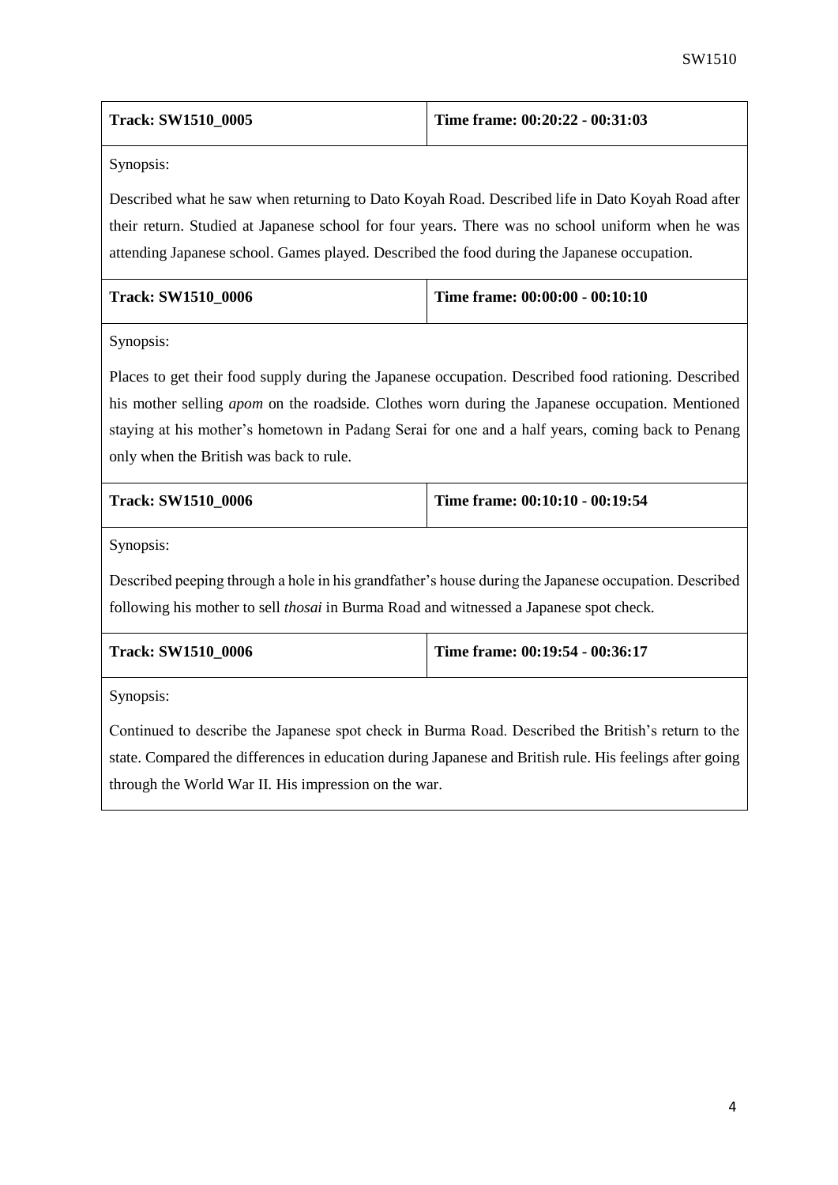| **Track: SW1510_0005** | **Time frame: 00:20:22 - 00:31:03** |
|---|---|
| Synopsis: | |
| Described what he saw when returning to Dato Koyah Road. Described life in Dato Koyah Road after their return. Studied at Japanese school for four years. There was no school uniform when he was attending Japanese school. Games played. Described the food during the Japanese occupation. | |

| **Track: SW1510_0006** | **Time frame: 00:00:00 - 00:10:10** |
|---|---|
| Synopsis: | |
| Places to get their food supply during the Japanese occupation. Described food rationing. Described his mother selling *apom* on the roadside. Clothes worn during the Japanese occupation. Mentioned staying at his mother's hometown in Padang Serai for one and a half years, coming back to Penang only when the British was back to rule. | |

| **Track: SW1510_0006** | **Time frame: 00:10:10 - 00:19:54** |
|---|---|
| Synopsis: | |
| Described peeping through a hole in his grandfather's house during the Japanese occupation. Described following his mother to sell *thosai* in Burma Road and witnessed a Japanese spot check. | |

| **Track: SW1510_0006** | **Time frame: 00:19:54 - 00:36:17** |
|---|---|
| Synopsis: | |
| Continued to describe the Japanese spot check in Burma Road. Described the British's return to the state. Compared the differences in education during Japanese and British rule. His feelings after going through the World War II. His impression on the war. | |